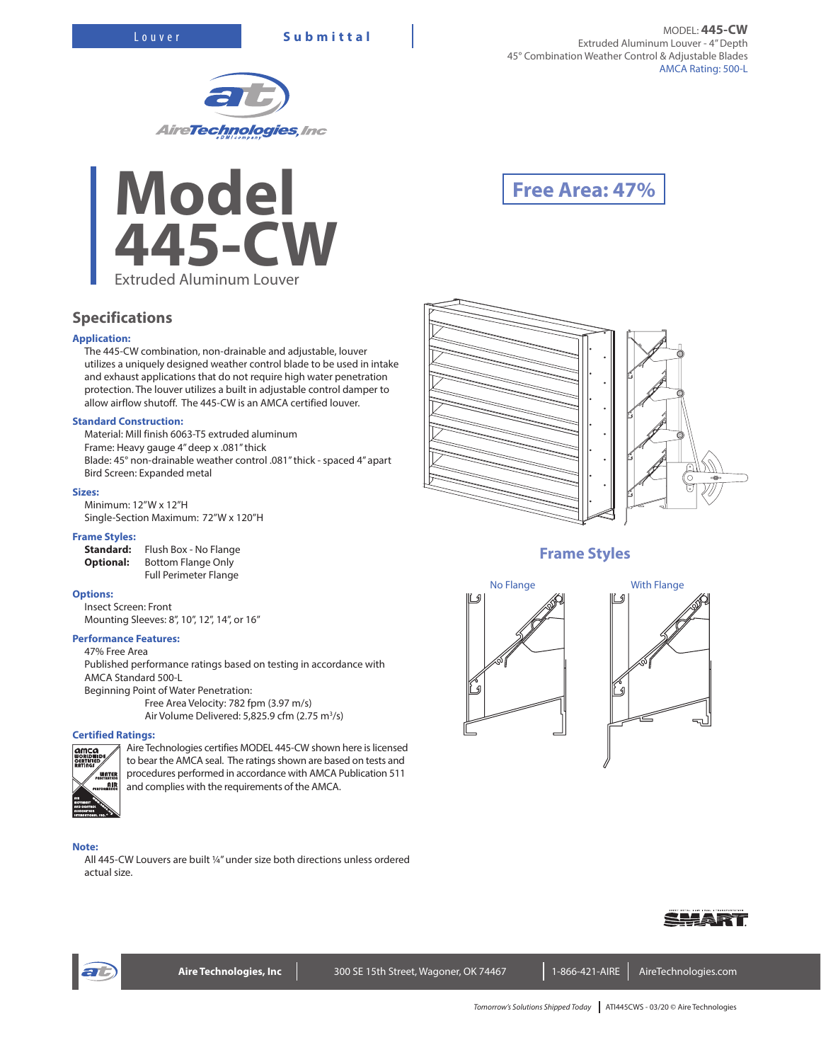Louver **Submittal**

MODEL: **445-CW**
Extruded Aluminum Louver - 4" Depth
45° Combination Weather Control & Adjustable Blades
AMCA Rating: 500-L

# Model 445-CW

Extruded Aluminum Louver

**Free Area: 47%**

## Specifications

### Application:

The 445-CW combination, non-drainable and adjustable, louver utilizes a uniquely designed weather control blade to be used in intake and exhaust applications that do not require high water penetration protection. The louver utilizes a built in adjustable control damper to allow airflow shutoff. The 445-CW is an AMCA certified louver.

### Standard Construction:

Material: Mill finish 6063-T5 extruded aluminum
Frame: Heavy gauge 4" deep x .081" thick
Blade: 45° non-drainable weather control .081" thick - spaced 4" apart
Bird Screen: Expanded metal

### Sizes:

Minimum: 12"W x 12"H
Single-Section Maximum: 72"W x 120"H

### Frame Styles:

**Standard:** Flush Box - No Flange
**Optional:** Bottom Flange Only
Full Perimeter Flange

### Options:

Insect Screen: Front
Mounting Sleeves: 8", 10", 12", 14", or 16"

### Performance Features:

47% Free Area
Published performance ratings based on testing in accordance with AMCA Standard 500-L
Beginning Point of Water Penetration:
Free Area Velocity: 782 fpm (3.97 m/s)
Air Volume Delivered: 5,825.9 cfm (2.75 $m^3$/s)

### Certified Ratings:

Aire Technologies certifies MODEL 445-CW shown here is licensed to bear the AMCA seal. The ratings shown are based on tests and procedures performed in accordance with AMCA Publication 511 and complies with the requirements of the AMCA.

### Note:

All 445-CW Louvers are built ¼" under size both directions unless ordered actual size.

## Frame Styles

No Flange

With Flange

Aire Technologies, Inc | 300 SE 15th Street, Wagoner, OK 74467 | 1-866-421-AIRE | AireTechnologies.com

*Tomorrow's Solutions Shipped Today* | ATI445CWS - 03/20 © Aire Technologies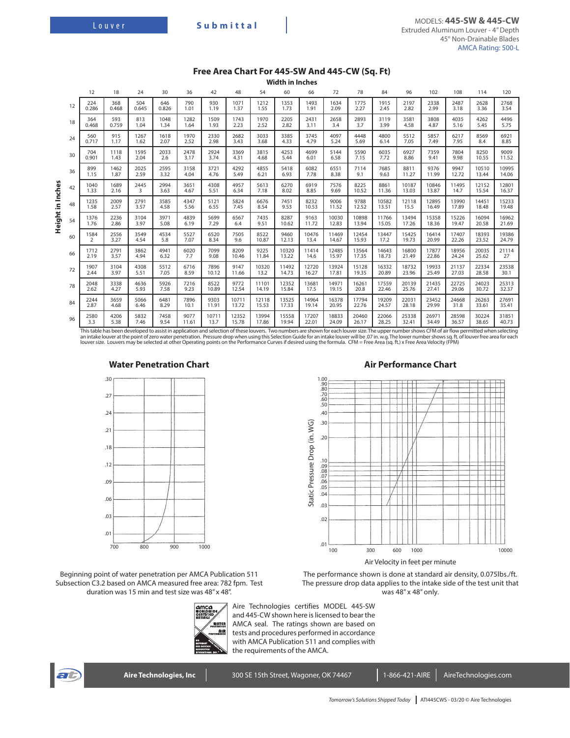Louver **Submittal**

MODELS: **445-SW & 445-CW**
Extruded Aluminum Louver - 4" Depth
45° Non-Drainable Blades
AMCA Rating: 500-L

## Free Area Chart For 445-SW And 445-CW (Sq. Ft)

Width in Inches (columns); Height in Inches (rows)

| Height \ Width | 12 | 18 | 24 | 30 | 36 | 42 | 48 | 54 | 60 | 66 | 72 | 78 | 84 | 96 | 102 | 108 | 114 | 120 |
|---|---|---|---|---|---|---|---|---|---|---|---|---|---|---|---|---|---|---|
| 12 | 224 0.286 | 368 0.468 | 504 0.645 | 646 0.826 | 790 1.01 | 930 1.19 | 1071 1.37 | 1212 1.55 | 1353 1.73 | 1493 1.91 | 1634 2.09 | 1775 2.27 | 1915 2.45 | 2197 2.82 | 2338 2.99 | 2487 3.18 | 2628 3.36 | 2768 3.54 |
| 18 | 364 0.468 | 593 0.759 | 813 1.04 | 1048 1.34 | 1282 1.64 | 1509 1.93 | 1743 2.23 | 1970 2.52 | 2205 2.82 | 2431 3.11 | 2658 3.4 | 2893 3.7 | 3119 3.99 | 3581 4.58 | 3808 4.87 | 4035 5.16 | 4262 5.45 | 4496 5.75 |
| 24 | 560 0.717 | 915 1.17 | 1267 1.62 | 1618 2.07 | 1970 2.52 | 2330 2.98 | 2682 3.43 | 3033 3.68 | 3385 4.33 | 3745 4.79 | 4097 5.24 | 4448 5.69 | 4800 6.14 | 5512 7.05 | 5857 7.49 | 6217 7.95 | 8569 8.4 | 6921 8.85 |
| 30 | 704 0.901 | 1118 1.43 | 1595 2.04 | 2033 2.6 | 2478 3.17 | 2924 3.74 | 3369 4.31 | 3815 4.68 | 4253 5.44 | 4699 6.01 | 5144 6.58 | 5590 7.15 | 6035 7.72 | 6927 8.86 | 7359 9.41 | 7804 9.98 | 8250 10.55 | 9009 11.52 |
| 36 | 899 1.15 | 1462 1.87 | 2025 2.59 | 2595 3.32 | 3158 4.04 | 3721 4.76 | 4292 5.49 | 4855 6.21 | 5418 6.93 | 6082 7.78 | 6551 8.38 | 7114 9.1 | 7685 9.63 | 8811 11.27 | 9376 11.99 | 9947 12.72 | 10510 13.44 | 10995 14.06 |
| 42 | 1040 1.33 | 1689 2.16 | 2445 3 | 2994 3.63 | 3651 4.67 | 4308 5.51 | 4957 6.34 | 5613 7.18 | 6270 8.02 | 6919 8.85 | 7576 9.69 | 8225 10.52 | 8861 11.36 | 10187 13.03 | 10846 13.87 | 11495 14.7 | 12152 15.54 | 12801 16.37 |
| 48 | 1235 1.58 | 2009 2.57 | 2791 3.57 | 3585 4.58 | 4347 5.56 | 5121 6.55 | 5824 7.45 | 6676 8.54 | 7451 9.53 | 8232 10.53 | 9006 11.52 | 9788 12.52 | 10582 13.51 | 12118 15.5 | 12895 16.49 | 13990 17.89 | 14451 18.48 | 15233 19.48 |
| 54 | 1376 1.76 | 2236 2.86 | 3104 3.97 | 3971 5.08 | 4839 6.19 | 5699 7.29 | 6567 6.4 | 7435 9.51 | 8287 10.62 | 9163 11.72 | 10030 12.83 | 10898 13.94 | 11766 15.05 | 13494 17.26 | 15358 18.36 | 15226 19.47 | 16094 20.58 | 16962 21.69 |
| 60 | 1584 2 | 2556 3.27 | 3549 4.54 | 4534 5.8 | 5527 7.07 | 6520 8.34 | 7505 9.6 | 8522 10.87 | 9460 12.13 | 10476 13.4 | 11469 14.67 | 12454 15.93 | 13447 17.2 | 15425 19.73 | 16414 20.99 | 17407 22.26 | 18393 23.52 | 19386 24.79 |
| 66 | 1712 2.19 | 2791 3.57 | 3862 4.94 | 4941 6.32 | 6020 7.7 | 7099 9.08 | 8209 10.46 | 9225 11.84 | 10320 13.22 | 11414 14.6 | 12485 15.97 | 13564 17.35 | 14643 18.73 | 16800 21.49 | 17877 22.86 | 18956 24.24 | 20035 25.62 | 21114 27 |
| 72 | 1907 2.44 | 3104 3.97 | 4308 5.51 | 5512 7.05 | 6716 8.59 | 7896 10.12 | 9147 11.66 | 10320 13.2 | 11492 14.73 | 12720 16.27 | 13924 17.81 | 15128 19.35 | 16332 20.89 | 18732 23.96 | 19933 25.49 | 21137 27.03 | 22334 28.58 | 23538 30.1 |
| 78 | 2048 2.62 | 3338 4.27 | 4636 5.93 | 5926 7.58 | 7216 9.23 | 8522 10.89 | 9772 12.54 | 11101 14.19 | 12352 15.84 | 13681 17.5 | 14971 19.15 | 16261 20.8 | 17559 22.46 | 20139 25.76 | 21435 27.41 | 22725 29.06 | 24023 30.72 | 25313 32.37 |
| 84 | 2244 2.87 | 3659 4.68 | 5066 6.46 | 6481 8.29 | 7896 10.1 | 9303 11.91 | 10711 13.72 | 12118 15.53 | 13525 17.33 | 14964 19.14 | 16378 20.95 | 17794 22.76 | 19209 24.57 | 22031 28.18 | 23452 29.99 | 24668 31.8 | 26263 33.61 | 27691 35.41 |
| 96 | 2580 3.3 | 4206 5.38 | 5832 7.46 | 7458 9.54 | 9077 11.61 | 10711 13.7 | 12352 15.78 | 13994 17.86 | 15558 19.94 | 17207 22.01 | 18833 24.09 | 20460 26.17 | 22066 28.25 | 25338 32.41 | 26971 34.49 | 28598 36.57 | 30224 38.65 | 31851 40.73 |

This table has been developed to assist in application and selection of these louvers. Two numbers are shown for each louver size. The upper number shows CFM of air flow permitted when selecting an intake louver at the point of zero water penetration. Pressure drop when using this Selection Guide for an intake louver will be .07 in. w.g. The lower number shows sq. ft. of louver free area for each louver size. Louvers may be selected at other Operating points on the Performance Curves if desired using the formula. CFM = Free Area (sq. ft.) x Free Area Velocity (FPM)

### Water Penetration Chart

.30
.27
.24
.21
.18
.12
.09
.06
.03
.01
700 800 900 1000

Beginning point of water penetration per AMCA Publication 511 Subsection C3.2 based on AMCA measured free area: 782 fpm. Test duration was 15 min and test size was 48" x 48".

### Air Performance Chart

Static Pressure Drop (in. WG)

1.00 .90 .80 .70 .60 .50 .40 .30 .20 .10 .09 .08 .07 .06 .05 .04 .03 .02 .01

100 300 600 1000 10000

Air Velocity in feet per minute

The performance shown is done at standard air density, 0.075lbs./ft. The pressure drop data applies to the intake side of the test unit that was 48" x 48" only.

Aire Technologies certifies MODEL 445-SW and 445-CW shown here is licensed to bear the AMCA seal. The ratings shown are based on tests and procedures performed in accordance with AMCA Publication 511 and complies with the requirements of the AMCA.

**Aire Technologies, Inc** | 300 SE 15th Street, Wagoner, OK 74467 | 1-866-421-AIRE | AireTechnologies.com

*Tomorrow's Solutions Shipped Today* | ATI445CWS - 03/20 © Aire Technologies